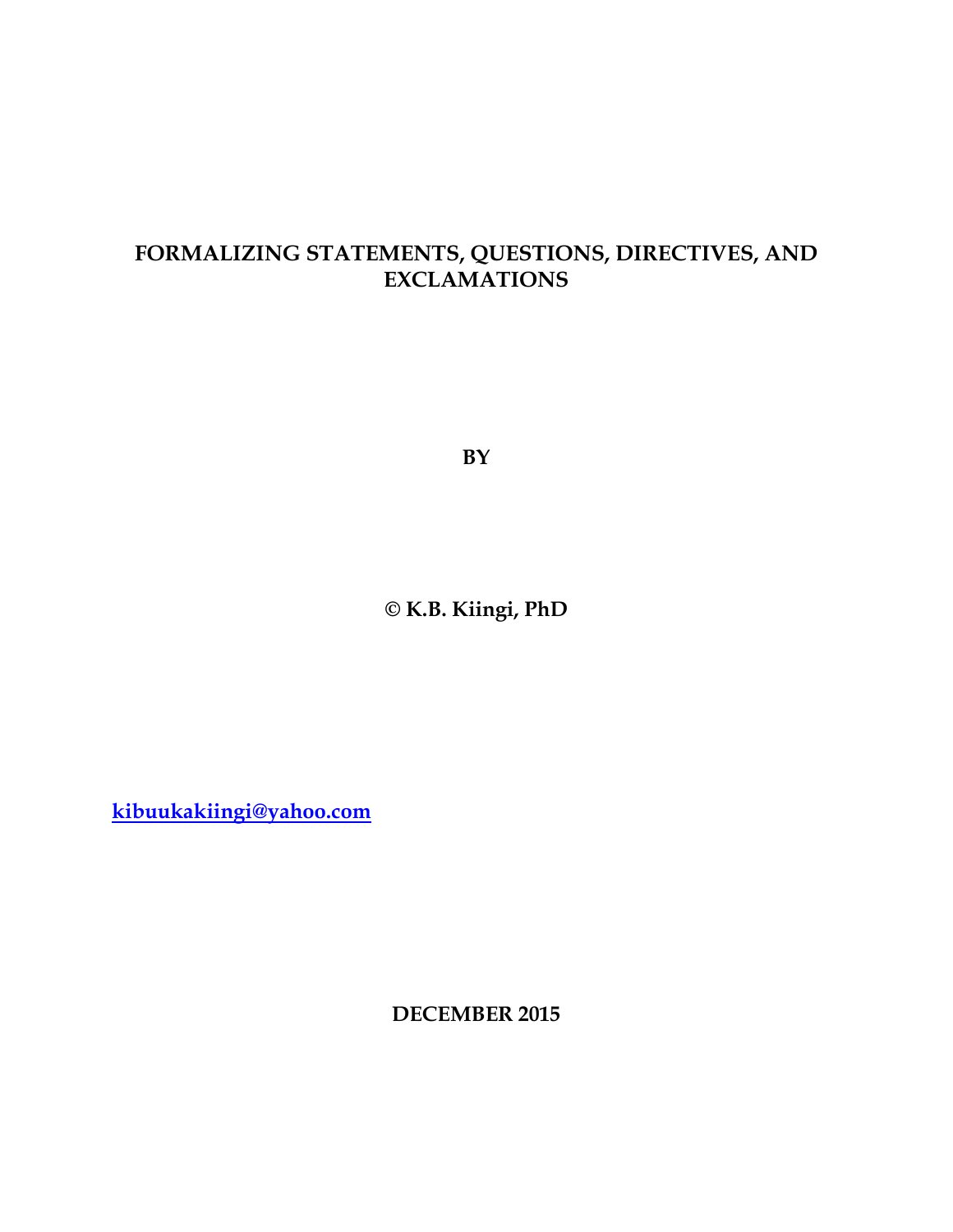# FORMALIZING STATEMENTS, QUESTIONS, DIRECTIVES, AND EXCLAMATIONS

**BY**

**© K.B. Kiingi, PhD**

**kibuukakiingi@yahoo.com**

**DECEMBER 2015**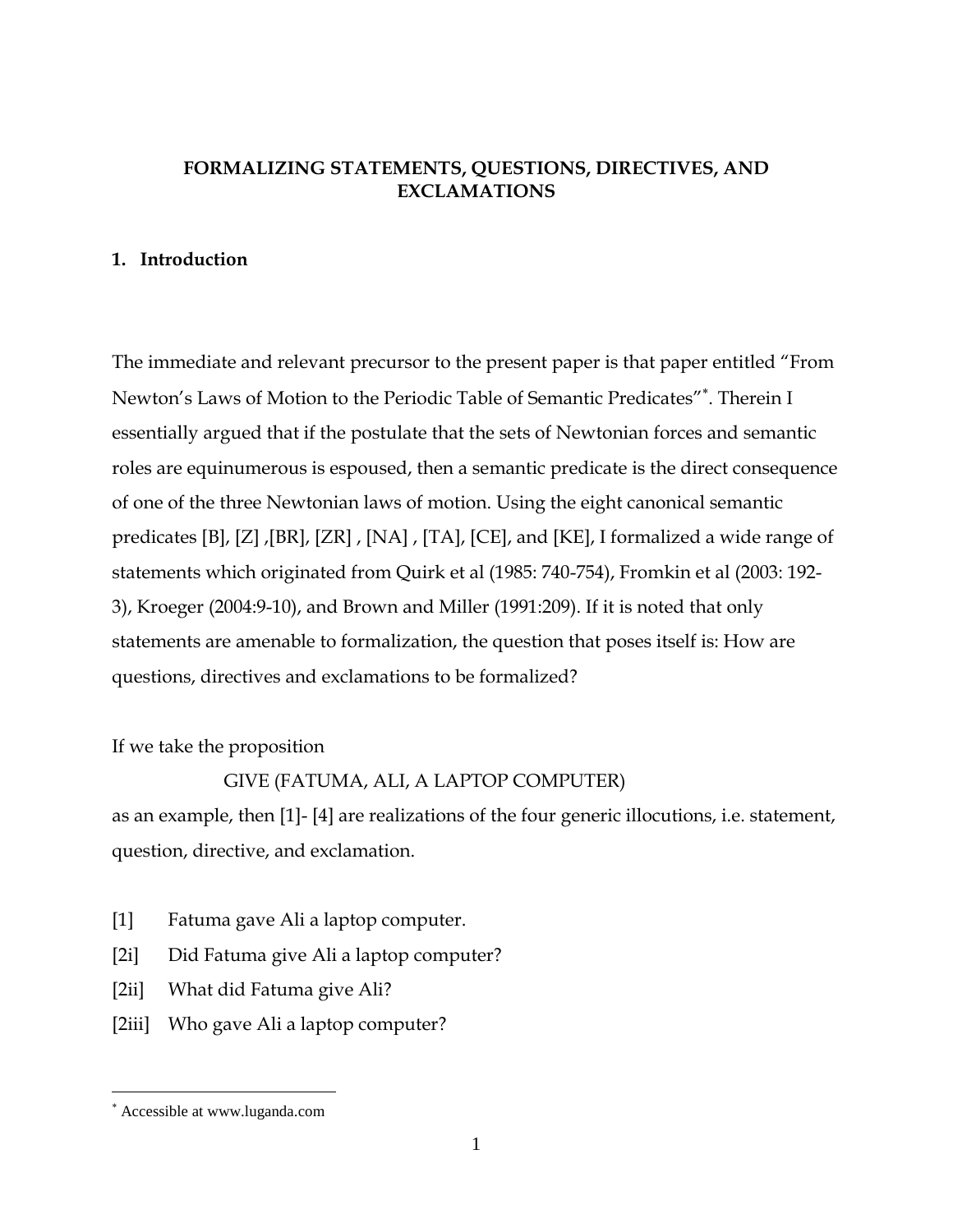**FORMALIZING STATEMENTS, QUESTIONS, DIRECTIVES, AND EXCLAMATIONS**

## 1. Introduction

The immediate and relevant precursor to the present paper is that paper entitled "From Newton's Laws of Motion to the Periodic Table of Semantic Predicates"[*]. Therein I essentially argued that if the postulate that the sets of Newtonian forces and semantic roles are equinumerous is espoused, then a semantic predicate is the direct consequence of one of the three Newtonian laws of motion. Using the eight canonical semantic predicates [B], [Z] ,[BR], [ZR] , [NA] , [TA], [CE], and [KE], I formalized a wide range of statements which originated from Quirk et al (1985: 740-754), Fromkin et al (2003: 192-3), Kroeger (2004:9-10), and Brown and Miller (1991:209). If it is noted that only statements are amenable to formalization, the question that poses itself is: How are questions, directives and exclamations to be formalized?

If we take the proposition

GIVE (FATUMA, ALI, A LAPTOP COMPUTER)

as an example, then [1]- [4] are realizations of the four generic illocutions, i.e. statement, question, directive, and exclamation.

[1] Fatuma gave Ali a laptop computer.

[2i] Did Fatuma give Ali a laptop computer?

[2ii] What did Fatuma give Ali?

[2iii] Who gave Ali a laptop computer?

[*] Accessible at www.luganda.com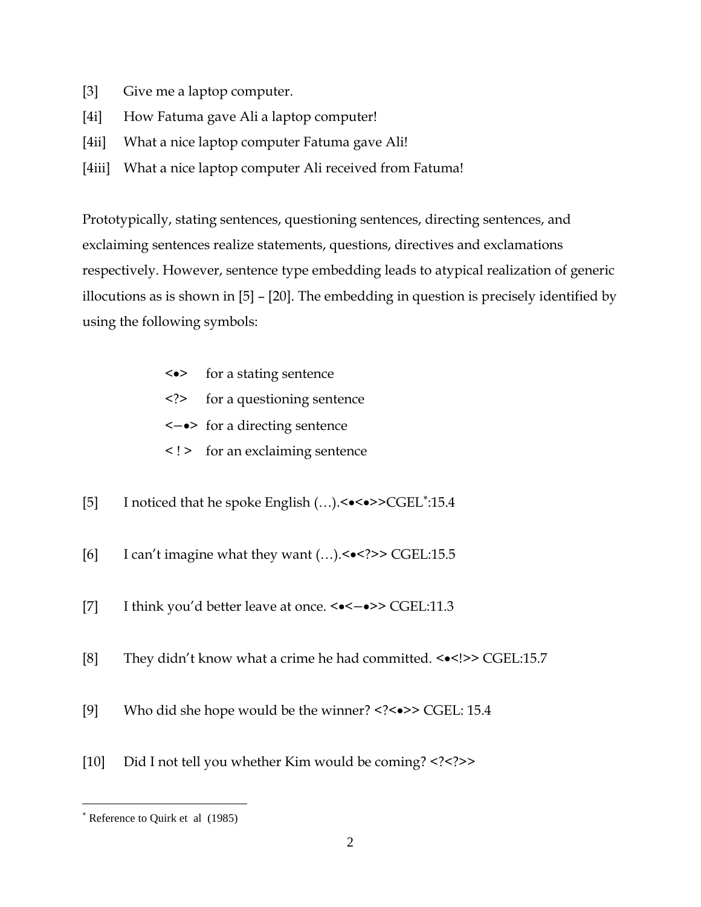[3] Give me a laptop computer.

[4i] How Fatuma gave Ali a laptop computer!

[4ii] What a nice laptop computer Fatuma gave Ali!

[4iii] What a nice laptop computer Ali received from Fatuma!

Prototypically, stating sentences, questioning sentences, directing sentences, and exclaiming sentences realize statements, questions, directives and exclamations respectively. However, sentence type embedding leads to atypical realization of generic illocutions as is shown in [5] – [20]. The embedding in question is precisely identified by using the following symbols:

- **<•>** for a stating sentence
- <?> for a questioning sentence
- **<−•>** for a directing sentence
- < ! > for an exclaiming sentence

[5] I noticed that he spoke English (…).<•<•>>CGEL*:15.4

[6] I can't imagine what they want (…).<•<?>> CGEL:15.5

[7] I think you'd better leave at once. <•<−•>> CGEL:11.3

[8] They didn't know what a crime he had committed. <•<!>> CGEL:15.7

[9] Who did she hope would be the winner? <?<•>> CGEL: 15.4

[10] Did I not tell you whether Kim would be coming? <?<?>>

---

* Reference to Quirk et al (1985)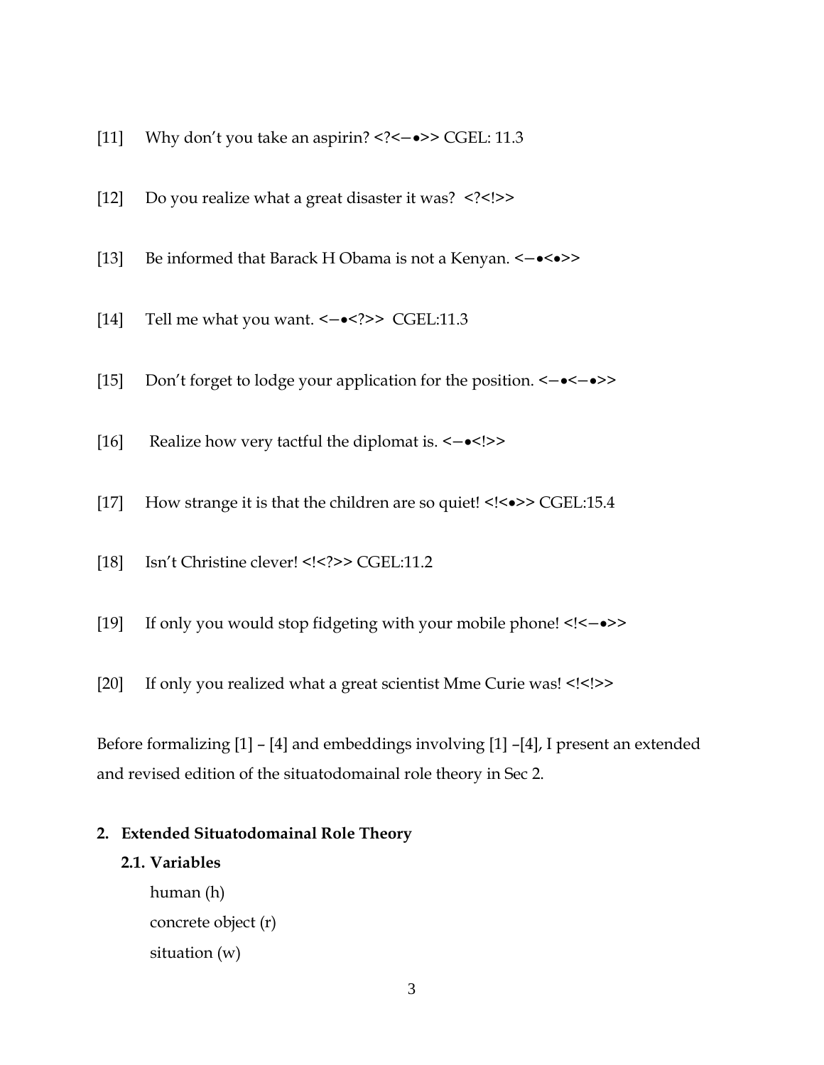[11] Why don't you take an aspirin? <?<−•>> CGEL: 11.3

[12] Do you realize what a great disaster it was? <?<!>>

[13] Be informed that Barack H Obama is not a Kenyan. <−•<•>>

[14] Tell me what you want. <−•<?>> CGEL:11.3

[15] Don't forget to lodge your application for the position. <−•<−•>>

[16] Realize how very tactful the diplomat is. <−•<!>>

[17] How strange it is that the children are so quiet! <!<•>> CGEL:15.4

[18] Isn't Christine clever! <!<?>> CGEL:11.2

[19] If only you would stop fidgeting with your mobile phone! <!<−•>>

[20] If only you realized what a great scientist Mme Curie was! <!<!>>

Before formalizing [1] – [4] and embeddings involving [1] –[4], I present an extended and revised edition of the situatodomainal role theory in Sec 2.

## 2. Extended Situatodomainal Role Theory

### 2.1. Variables

human (h)
concrete object (r)
situation (w)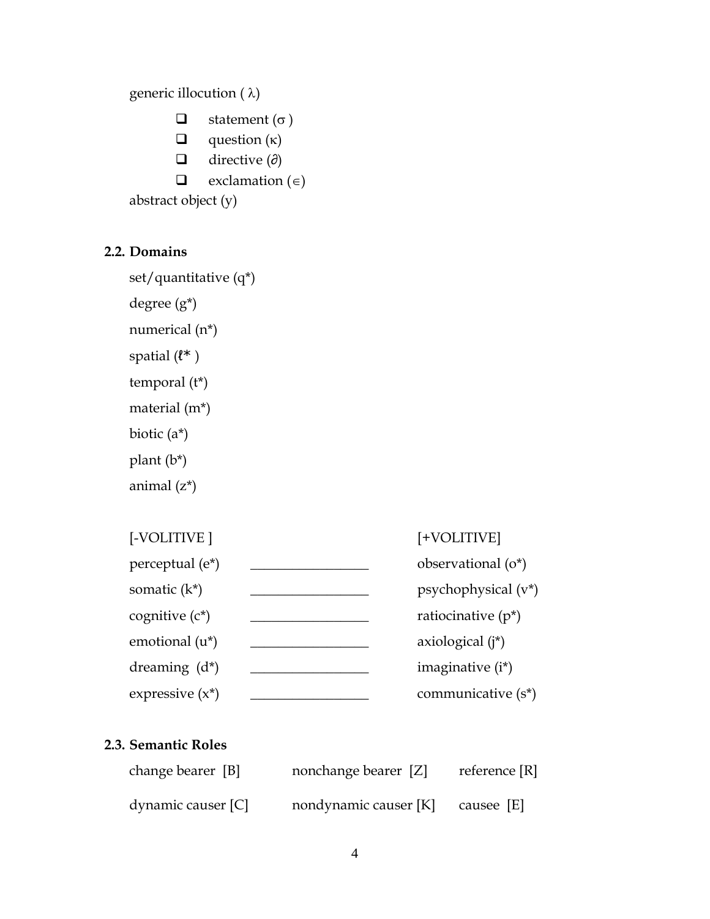generic illocution ( λ)

- statement (σ )
- question (κ)
- directive (∂)
- exclamation (∈)

abstract object (y)

## 2.2. Domains

set/quantitative (q*)

degree (g*)

numerical (n*)

spatial (ℓ* )

temporal (t*)

material (m*)

biotic (a*)

plant (b*)

animal (z*)

| [-VOLITIVE ] | | [+VOLITIVE] |
|---|---|---|
| perceptual (e*) | _________________ | observational (o*) |
| somatic (k*) | _________________ | psychophysical (v*) |
| cognitive (c*) | _________________ | ratiocinative (p*) |
| emotional (u*) | _________________ | axiological (j*) |
| dreaming (d*) | _________________ | imaginative (i*) |
| expressive (x*) | _________________ | communicative (s*) |

## 2.3. Semantic Roles

| change bearer [B] | nonchange bearer [Z] | reference [R] |
|---|---|---|
| dynamic causer [C] | nondynamic causer [K] | causee [E] |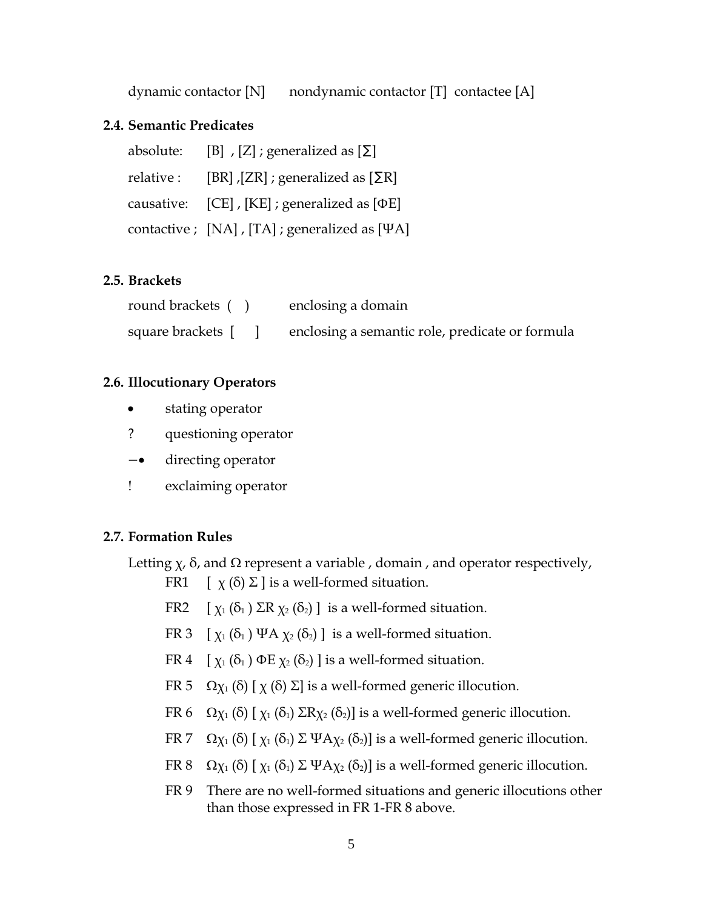dynamic contactor [N]     nondynamic contactor [T]  contactee [A]

### 2.4. Semantic Predicates

absolute:   [B] , [Z] ; generalized as [Σ]

relative :   [BR] ,[ZR] ; generalized as [ΣR]

causative:   [CE] , [KE] ; generalized as [ΦE]

contactive ;  [NA] , [TA] ; generalized as [ΨA]

### 2.5. Brackets

round brackets ( )     enclosing a domain

square brackets [ ]     enclosing a semantic role, predicate or formula

### 2.6. Illocutionary Operators

- • stating operator
- ? questioning operator
- −• directing operator
- ! exclaiming operator

### 2.7. Formation Rules

Letting χ, δ, and Ω represent a variable , domain , and operator respectively,

FR1  $[\ \chi\ (\delta)\ \Sigma\ ]$ is a well-formed situation.

FR2  $[\ \chi_1\ (\delta_1\ )\ \Sigma R\ \chi_2\ (\delta_2)\ ]$ is a well-formed situation.

FR 3  $[\ \chi_1\ (\delta_1\ )\ \Psi A\ \chi_2\ (\delta_2)\ ]$ is a well-formed situation.

FR 4  $[\ \chi_1\ (\delta_1\ )\ \Phi E\ \chi_2\ (\delta_2)\ ]$ is a well-formed situation.

FR 5  $\Omega\chi_1\ (\delta)\ [\ \chi\ (\delta)\ \Sigma]$ is a well-formed generic illocution.

FR 6  $\Omega\chi_1\ (\delta)\ [\ \chi_1\ (\delta_1)\ \Sigma R\chi_2\ (\delta_2)]$ is a well-formed generic illocution.

FR 7  $\Omega\chi_1\ (\delta)\ [\ \chi_1\ (\delta_1)\ \Sigma\ \Psi A\chi_2\ (\delta_2)]$ is a well-formed generic illocution.

FR 8  $\Omega\chi_1\ (\delta)\ [\ \chi_1\ (\delta_1)\ \Sigma\ \Psi A\chi_2\ (\delta_2)]$ is a well-formed generic illocution.

FR 9  There are no well-formed situations and generic illocutions other than those expressed in FR 1-FR 8 above.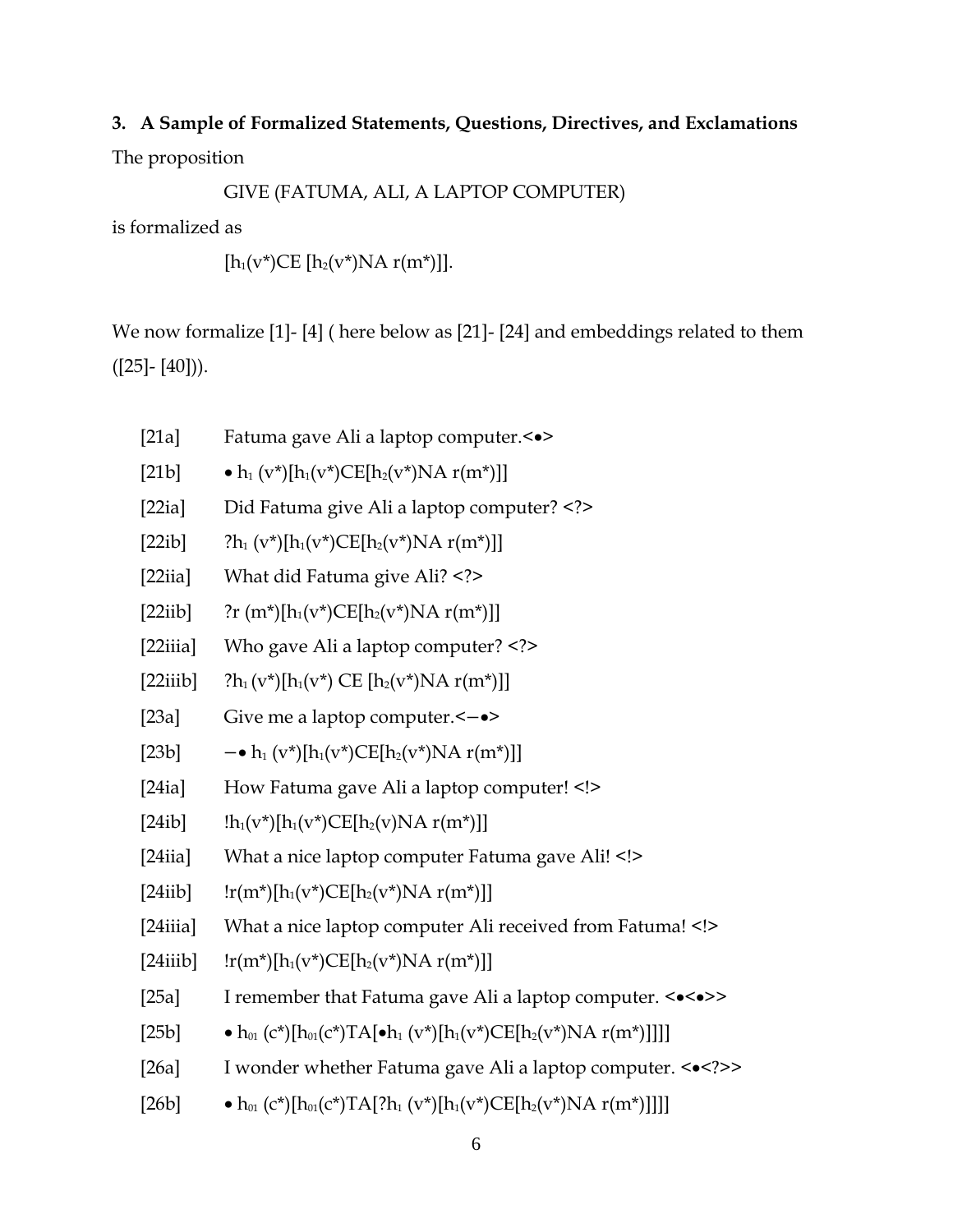**3. A Sample of Formalized Statements, Questions, Directives, and Exclamations**

The proposition

GIVE (FATUMA, ALI, A LAPTOP COMPUTER)

is formalized as

$[h_1(v^*)CE\ [h_2(v^*)NA\ r(m^*)]]$.

We now formalize [1]- [4] ( here below as [21]- [24] and embeddings related to them ([25]- [40])).

[21a] Fatuma gave Ali a laptop computer.<•>

[21b] $\bullet\ h_1\ (v^*)[h_1(v^*)CE[h_2(v^*)NA\ r(m^*)]]$

[22ia] Did Fatuma give Ali a laptop computer? <?>

[22ib] $?h_1\ (v^*)[h_1(v^*)CE[h_2(v^*)NA\ r(m^*)]]$

[22iia] What did Fatuma give Ali? <?>

[22iib] $?r\ (m^*)[h_1(v^*)CE[h_2(v^*)NA\ r(m^*)]]$

[22iiia] Who gave Ali a laptop computer? <?>

[22iiib] $?h_1\ (v^*)[h_1(v^*)\ CE\ [h_2(v^*)NA\ r(m^*)]]$

[23a] Give me a laptop computer.<−•>

[23b] $-\bullet\ h_1\ (v^*)[h_1(v^*)CE[h_2(v^*)NA\ r(m^*)]]$

[24ia] How Fatuma gave Ali a laptop computer! <!>

[24ib] $!h_1(v^*)[h_1(v^*)CE[h_2(v)NA\ r(m^*)]]$

[24iia] What a nice laptop computer Fatuma gave Ali! <!>

[24iib] $!r(m^*)[h_1(v^*)CE[h_2(v^*)NA\ r(m^*)]]$

[24iiia] What a nice laptop computer Ali received from Fatuma! <!>

[24iiib] $!r(m^*)[h_1(v^*)CE[h_2(v^*)NA\ r(m^*)]]$

[25a] I remember that Fatuma gave Ali a laptop computer. <•<•>>

[25b] $\bullet\ h_{01}\ (c^*)[h_{01}(c^*)TA[\bullet h_1\ (v^*)[h_1(v^*)CE[h_2(v^*)NA\ r(m^*)]]]]$

[26a] I wonder whether Fatuma gave Ali a laptop computer. <•<?>>

[26b] $\bullet\ h_{01}\ (c^*)[h_{01}(c^*)TA[?h_1\ (v^*)[h_1(v^*)CE[h_2(v^*)NA\ r(m^*)]]]]$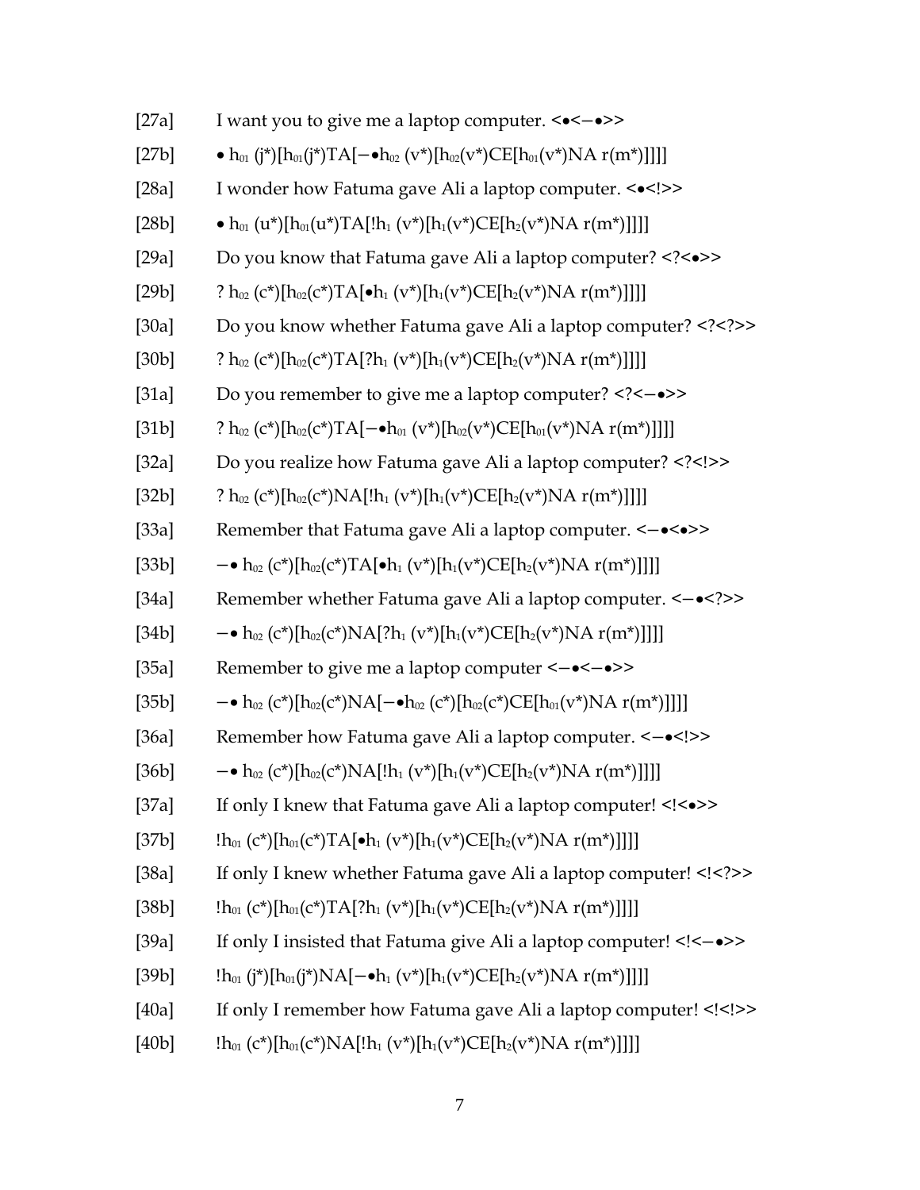[27a] I want you to give me a laptop computer. <•<−•>>

[27b] • $h_{01}$ (j*)[$h_{01}$(j*)TA[−•$h_{02}$ (v*)[$h_{02}$(v*)CE[$h_{01}$(v*)NA r(m*)]]]]

[28a] I wonder how Fatuma gave Ali a laptop computer. <•<!>>

[28b] • $h_{01}$ (u*)[$h_{01}$(u*)TA[!$h_{1}$ (v*)[$h_{1}$(v*)CE[$h_{2}$(v*)NA r(m*)]]]]

[29a] Do you know that Fatuma gave Ali a laptop computer? <?<•>>

[29b] ? $h_{02}$ (c*)[$h_{02}$(c*)TA[•$h_{1}$ (v*)[$h_{1}$(v*)CE[$h_{2}$(v*)NA r(m*)]]]]

[30a] Do you know whether Fatuma gave Ali a laptop computer? <?<?>>

[30b] ? $h_{02}$ (c*)[$h_{02}$(c*)TA[?$h_{1}$ (v*)[$h_{1}$(v*)CE[$h_{2}$(v*)NA r(m*)]]]]

[31a] Do you remember to give me a laptop computer? <?<−•>>

[31b] ? $h_{02}$ (c*)[$h_{02}$(c*)TA[−•$h_{01}$ (v*)[$h_{02}$(v*)CE[$h_{01}$(v*)NA r(m*)]]]]

[32a] Do you realize how Fatuma gave Ali a laptop computer? <?<!>>

[32b] ? $h_{02}$ (c*)[$h_{02}$(c*)NA[!$h_{1}$ (v*)[$h_{1}$(v*)CE[$h_{2}$(v*)NA r(m*)]]]]

[33a] Remember that Fatuma gave Ali a laptop computer. <−•<•>>

[33b] −• $h_{02}$ (c*)[$h_{02}$(c*)TA[•$h_{1}$ (v*)[$h_{1}$(v*)CE[$h_{2}$(v*)NA r(m*)]]]]

[34a] Remember whether Fatuma gave Ali a laptop computer. <−•<?>>

[34b] −• $h_{02}$ (c*)[$h_{02}$(c*)NA[?$h_{1}$ (v*)[$h_{1}$(v*)CE[$h_{2}$(v*)NA r(m*)]]]]

[35a] Remember to give me a laptop computer <−•<−•>>

[35b] −• $h_{02}$ (c*)[$h_{02}$(c*)NA[−•$h_{02}$ (c*)[$h_{02}$(c*)CE[$h_{01}$(v*)NA r(m*)]]]]

[36a] Remember how Fatuma gave Ali a laptop computer. <−•<!>>

[36b] −• $h_{02}$ (c*)[$h_{02}$(c*)NA[!$h_{1}$ (v*)[$h_{1}$(v*)CE[$h_{2}$(v*)NA r(m*)]]]]

[37a] If only I knew that Fatuma gave Ali a laptop computer! <!<•>>

[37b] !$h_{01}$ (c*)[$h_{01}$(c*)TA[•$h_{1}$ (v*)[$h_{1}$(v*)CE[$h_{2}$(v*)NA r(m*)]]]]

[38a] If only I knew whether Fatuma gave Ali a laptop computer! <!<?>>

[38b] !$h_{01}$ (c*)[$h_{01}$(c*)TA[?$h_{1}$ (v*)[$h_{1}$(v*)CE[$h_{2}$(v*)NA r(m*)]]]]

[39a] If only I insisted that Fatuma give Ali a laptop computer! <!<−•>>

[39b] !$h_{01}$ (j*)[$h_{01}$(j*)NA[−•$h_{1}$ (v*)[$h_{1}$(v*)CE[$h_{2}$(v*)NA r(m*)]]]]

[40a] If only I remember how Fatuma gave Ali a laptop computer! <!<!>>

[40b] !$h_{01}$ (c*)[$h_{01}$(c*)NA[!$h_{1}$ (v*)[$h_{1}$(v*)CE[$h_{2}$(v*)NA r(m*)]]]]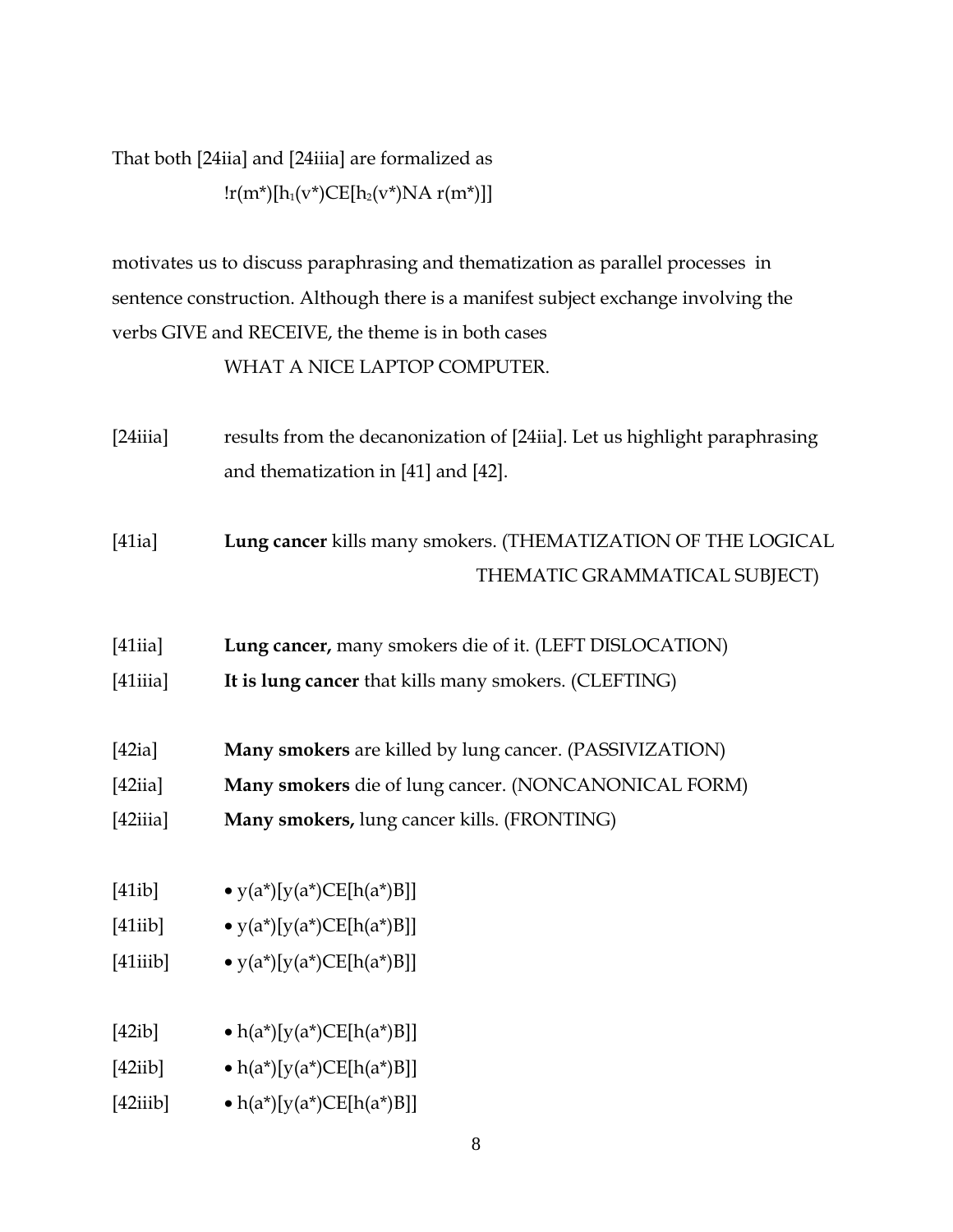That both [24iia] and [24iiia] are formalized as

$!r(m^*)[h_1(v^*)CE[h_2(v^*)NA\ r(m^*)]]$

motivates us to discuss paraphrasing and thematization as parallel processes in sentence construction. Although there is a manifest subject exchange involving the verbs GIVE and RECEIVE, the theme is in both cases

WHAT A NICE LAPTOP COMPUTER.

[24iiia] results from the decanonization of [24iia]. Let us highlight paraphrasing and thematization in [41] and [42].

[41ia] **Lung cancer** kills many smokers. (THEMATIZATION OF THE LOGICAL THEMATIC GRAMMATICAL SUBJECT)

[41iia] **Lung cancer,** many smokers die of it. (LEFT DISLOCATION)

[41iiia] **It is lung cancer** that kills many smokers. (CLEFTING)

[42ia] **Many smokers** are killed by lung cancer. (PASSIVIZATION)

[42iia] **Many smokers** die of lung cancer. (NONCANONICAL FORM)

[42iiia] **Many smokers,** lung cancer kills. (FRONTING)

[41ib] • y(a*)[y(a*)CE[h(a*)B]]

[41iib] • y(a*)[y(a*)CE[h(a*)B]]

[41iiib] • y(a*)[y(a*)CE[h(a*)B]]

[42ib] • h(a*)[y(a*)CE[h(a*)B]]

[42iib] • h(a*)[y(a*)CE[h(a*)B]]

[42iiib] • h(a*)[y(a*)CE[h(a*)B]]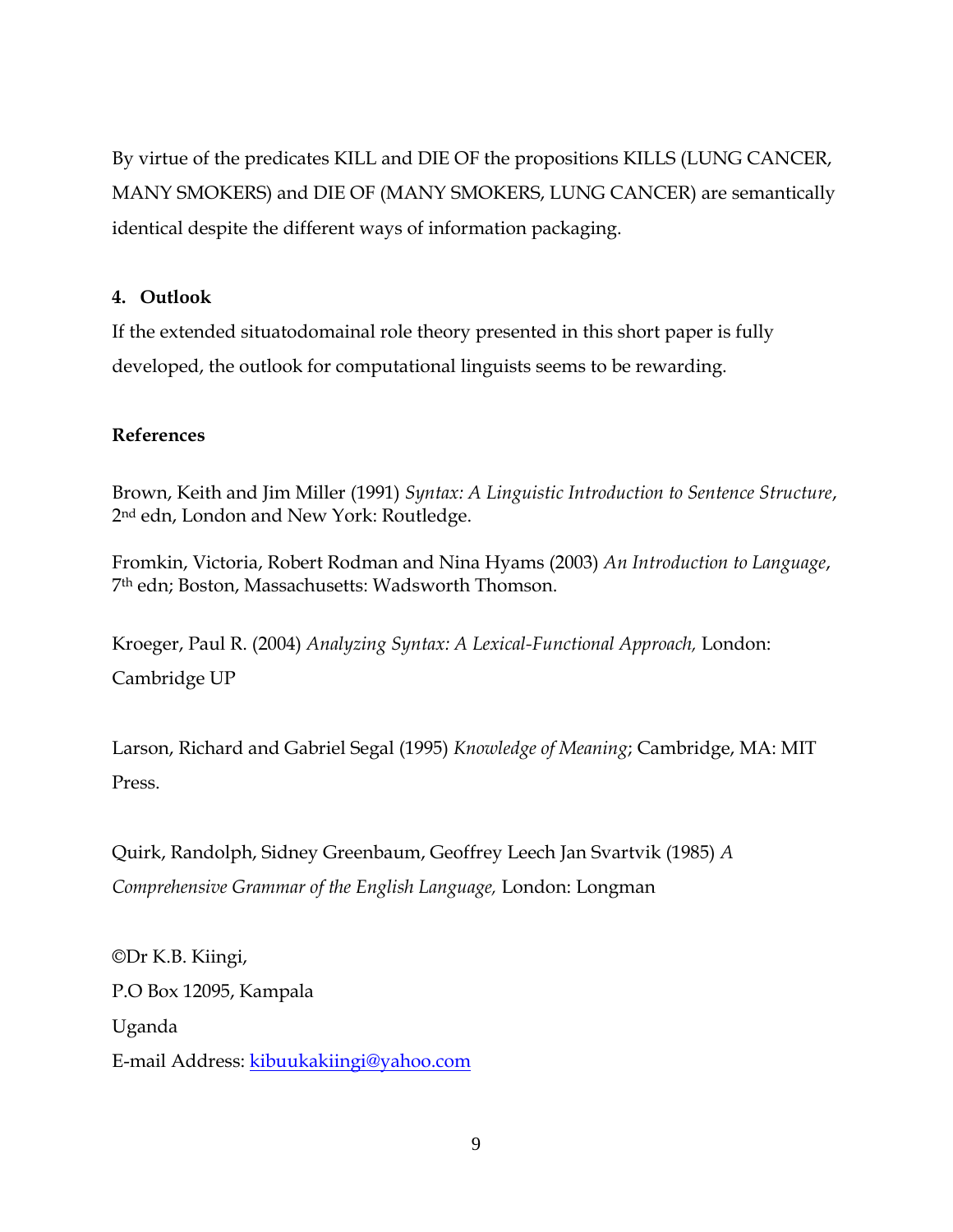By virtue of the predicates KILL and DIE OF the propositions KILLS (LUNG CANCER, MANY SMOKERS) and DIE OF (MANY SMOKERS, LUNG CANCER) are semantically identical despite the different ways of information packaging.

## 4. Outlook

If the extended situatodomainal role theory presented in this short paper is fully developed, the outlook for computational linguists seems to be rewarding.

## References

Brown, Keith and Jim Miller (1991) *Syntax: A Linguistic Introduction to Sentence Structure*, 2nd edn, London and New York: Routledge.

Fromkin, Victoria, Robert Rodman and Nina Hyams (2003) *An Introduction to Language*, 7th edn; Boston, Massachusetts: Wadsworth Thomson.

Kroeger, Paul R. (2004) *Analyzing Syntax: A Lexical-Functional Approach,* London: Cambridge UP

Larson, Richard and Gabriel Segal (1995) *Knowledge of Meaning*; Cambridge, MA: MIT Press.

Quirk, Randolph, Sidney Greenbaum, Geoffrey Leech Jan Svartvik (1985) *A Comprehensive Grammar of the English Language,* London: Longman

©Dr K.B. Kiingi,
P.O Box 12095, Kampala
Uganda
E-mail Address: kibuukakiingi@yahoo.com